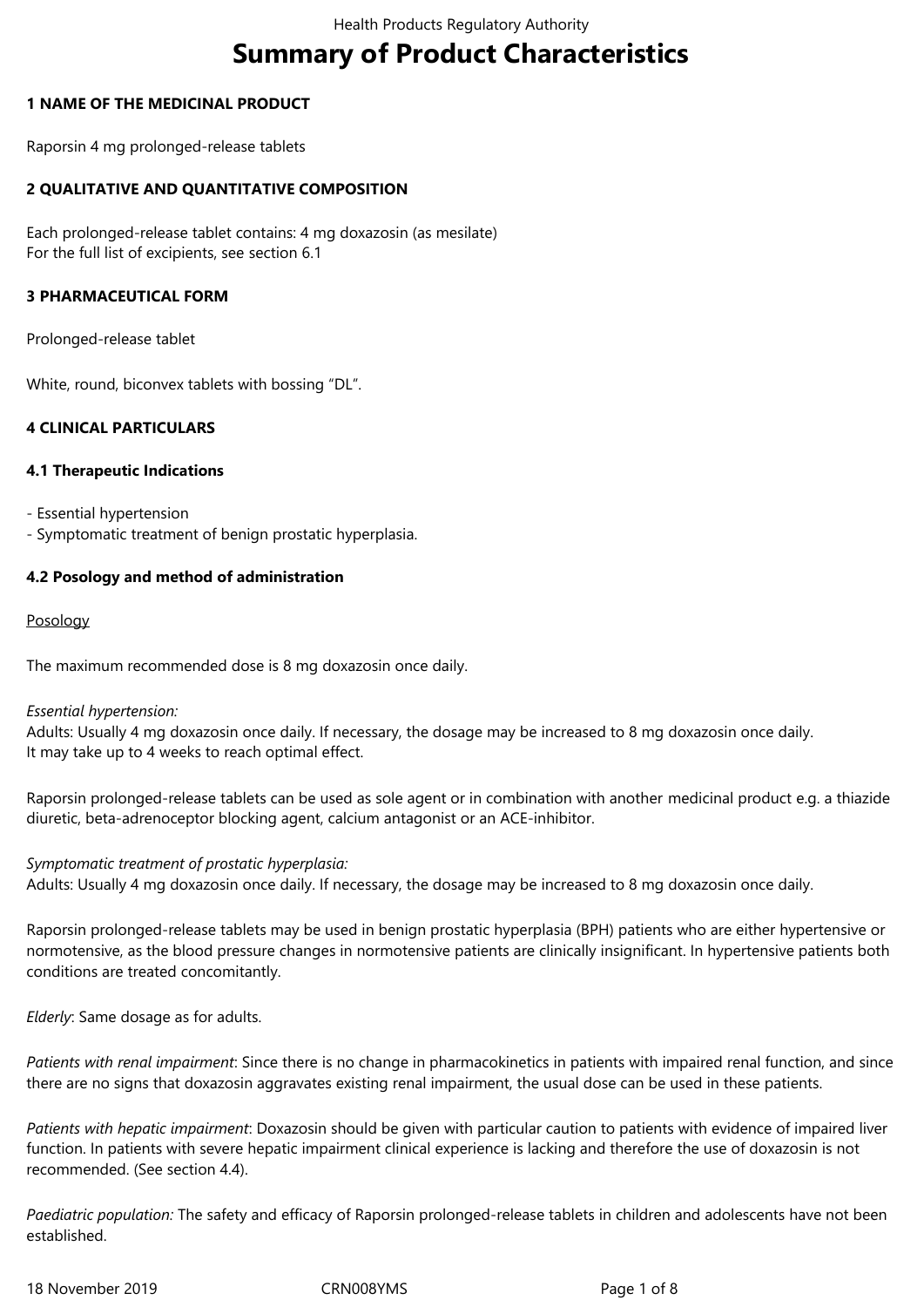# Summary of Product Characteristics

## 1 NAME OF THE MEDICINAL PRODUCT

Raporsin 4 mg prolonged-release tablets

## 2 QUALITATIVE AND QUANTITATIVE COMPOSITION

Each prolonged-release tablet contains: 4 mg doxazosin (as mesilate)
For the full list of excipients, see section 6.1

## 3 PHARMACEUTICAL FORM

Prolonged-release tablet

White, round, biconvex tablets with bossing "DL".

## 4 CLINICAL PARTICULARS

### 4.1 Therapeutic Indications

- Essential hypertension
- Symptomatic treatment of benign prostatic hyperplasia.

### 4.2 Posology and method of administration

Posology

The maximum recommended dose is 8 mg doxazosin once daily.

*Essential hypertension:*
Adults: Usually 4 mg doxazosin once daily. If necessary, the dosage may be increased to 8 mg doxazosin once daily.
It may take up to 4 weeks to reach optimal effect.

Raporsin prolonged-release tablets can be used as sole agent or in combination with another medicinal product e.g. a thiazide diuretic, beta-adrenoceptor blocking agent, calcium antagonist or an ACE-inhibitor.

*Symptomatic treatment of prostatic hyperplasia:*
Adults: Usually 4 mg doxazosin once daily. If necessary, the dosage may be increased to 8 mg doxazosin once daily.

Raporsin prolonged-release tablets may be used in benign prostatic hyperplasia (BPH) patients who are either hypertensive or normotensive, as the blood pressure changes in normotensive patients are clinically insignificant. In hypertensive patients both conditions are treated concomitantly.

*Elderly*: Same dosage as for adults.

*Patients with renal impairment*: Since there is no change in pharmacokinetics in patients with impaired renal function, and since there are no signs that doxazosin aggravates existing renal impairment, the usual dose can be used in these patients.

*Patients with hepatic impairment*: Doxazosin should be given with particular caution to patients with evidence of impaired liver function. In patients with severe hepatic impairment clinical experience is lacking and therefore the use of doxazosin is not recommended. (See section 4.4).

*Paediatric population:* The safety and efficacy of Raporsin prolonged-release tablets in children and adolescents have not been established.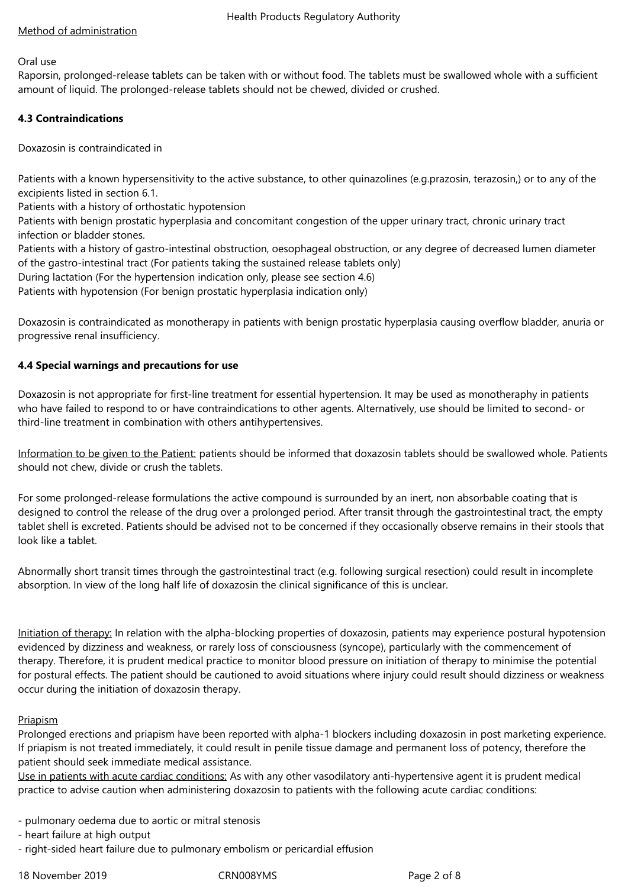Method of administration

Oral use
Raporsin, prolonged-release tablets can be taken with or without food. The tablets must be swallowed whole with a sufficient amount of liquid. The prolonged-release tablets should not be chewed, divided or crushed.

**4.3 Contraindications**

Doxazosin is contraindicated in

Patients with a known hypersensitivity to the active substance, to other quinazolines (e.g.prazosin, terazosin,) or to any of the excipients listed in section 6.1.
Patients with a history of orthostatic hypotension
Patients with benign prostatic hyperplasia and concomitant congestion of the upper urinary tract, chronic urinary tract infection or bladder stones.
Patients with a history of gastro-intestinal obstruction, oesophageal obstruction, or any degree of decreased lumen diameter of the gastro-intestinal tract (For patients taking the sustained release tablets only)
During lactation (For the hypertension indication only, please see section 4.6)
Patients with hypotension (For benign prostatic hyperplasia indication only)

Doxazosin is contraindicated as monotherapy in patients with benign prostatic hyperplasia causing overflow bladder, anuria or progressive renal insufficiency.

**4.4 Special warnings and precautions for use**

Doxazosin is not appropriate for first-line treatment for essential hypertension. It may be used as monotheraphy in patients who have failed to respond to or have contraindications to other agents. Alternatively, use should be limited to second- or third-line treatment in combination with others antihypertensives.

Information to be given to the Patient: patients should be informed that doxazosin tablets should be swallowed whole. Patients should not chew, divide or crush the tablets.

For some prolonged-release formulations the active compound is surrounded by an inert, non absorbable coating that is designed to control the release of the drug over a prolonged period. After transit through the gastrointestinal tract, the empty tablet shell is excreted. Patients should be advised not to be concerned if they occasionally observe remains in their stools that look like a tablet.

Abnormally short transit times through the gastrointestinal tract (e.g. following surgical resection) could result in incomplete absorption. In view of the long half life of doxazosin the clinical significance of this is unclear.

Initiation of therapy: In relation with the alpha-blocking properties of doxazosin, patients may experience postural hypotension evidenced by dizziness and weakness, or rarely loss of consciousness (syncope), particularly with the commencement of therapy. Therefore, it is prudent medical practice to monitor blood pressure on initiation of therapy to minimise the potential for postural effects. The patient should be cautioned to avoid situations where injury could result should dizziness or weakness occur during the initiation of doxazosin therapy.

Priapism
Prolonged erections and priapism have been reported with alpha-1 blockers including doxazosin in post marketing experience. If priapism is not treated immediately, it could result in penile tissue damage and permanent loss of potency, therefore the patient should seek immediate medical assistance.
Use in patients with acute cardiac conditions: As with any other vasodilatory anti-hypertensive agent it is prudent medical practice to advise caution when administering doxazosin to patients with the following acute cardiac conditions:

- pulmonary oedema due to aortic or mitral stenosis
- heart failure at high output
- right-sided heart failure due to pulmonary embolism or pericardial effusion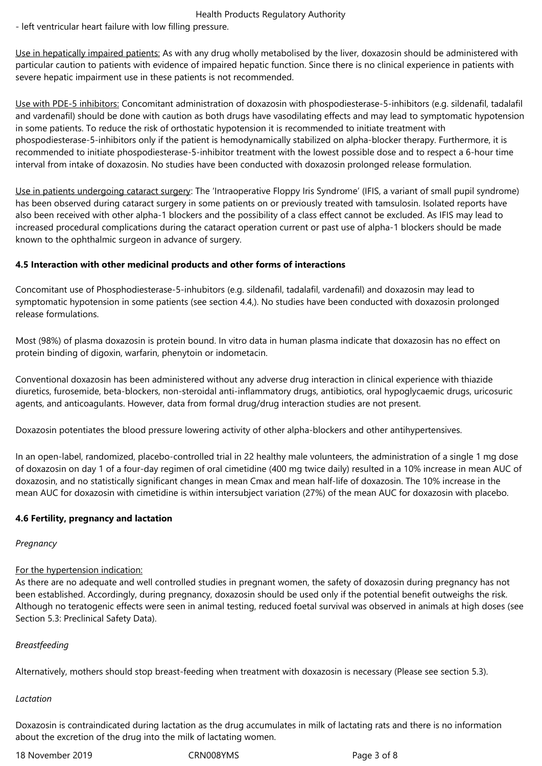- left ventricular heart failure with low filling pressure.

Use in hepatically impaired patients: As with any drug wholly metabolised by the liver, doxazosin should be administered with particular caution to patients with evidence of impaired hepatic function. Since there is no clinical experience in patients with severe hepatic impairment use in these patients is not recommended.

Use with PDE-5 inhibitors: Concomitant administration of doxazosin with phospodiesterase-5-inhibitors (e.g. sildenafil, tadalafil and vardenafil) should be done with caution as both drugs have vasodilating effects and may lead to symptomatic hypotension in some patients. To reduce the risk of orthostatic hypotension it is recommended to initiate treatment with phospodiesterase-5-inhibitors only if the patient is hemodynamically stabilized on alpha-blocker therapy. Furthermore, it is recommended to initiate phospodiesterase-5-inhibitor treatment with the lowest possible dose and to respect a 6-hour time interval from intake of doxazosin. No studies have been conducted with doxazosin prolonged release formulation.

Use in patients undergoing cataract surgery: The 'Intraoperative Floppy Iris Syndrome' (IFIS, a variant of small pupil syndrome) has been observed during cataract surgery in some patients on or previously treated with tamsulosin. Isolated reports have also been received with other alpha-1 blockers and the possibility of a class effect cannot be excluded. As IFIS may lead to increased procedural complications during the cataract operation current or past use of alpha-1 blockers should be made known to the ophthalmic surgeon in advance of surgery.

**4.5 Interaction with other medicinal products and other forms of interactions**

Concomitant use of Phosphodiesterase-5-inhubitors (e.g. sildenafil, tadalafil, vardenafil) and doxazosin may lead to symptomatic hypotension in some patients (see section 4.4,). No studies have been conducted with doxazosin prolonged release formulations.

Most (98%) of plasma doxazosin is protein bound. In vitro data in human plasma indicate that doxazosin has no effect on protein binding of digoxin, warfarin, phenytoin or indometacin.

Conventional doxazosin has been administered without any adverse drug interaction in clinical experience with thiazide diuretics, furosemide, beta-blockers, non-steroidal anti-inflammatory drugs, antibiotics, oral hypoglycaemic drugs, uricosuric agents, and anticoagulants. However, data from formal drug/drug interaction studies are not present.

Doxazosin potentiates the blood pressure lowering activity of other alpha-blockers and other antihypertensives.

In an open-label, randomized, placebo-controlled trial in 22 healthy male volunteers, the administration of a single 1 mg dose of doxazosin on day 1 of a four-day regimen of oral cimetidine (400 mg twice daily) resulted in a 10% increase in mean AUC of doxazosin, and no statistically significant changes in mean Cmax and mean half-life of doxazosin. The 10% increase in the mean AUC for doxazosin with cimetidine is within intersubject variation (27%) of the mean AUC for doxazosin with placebo.

**4.6 Fertility, pregnancy and lactation**

*Pregnancy*

For the hypertension indication:
As there are no adequate and well controlled studies in pregnant women, the safety of doxazosin during pregnancy has not been established. Accordingly, during pregnancy, doxazosin should be used only if the potential benefit outweighs the risk. Although no teratogenic effects were seen in animal testing, reduced foetal survival was observed in animals at high doses (see Section 5.3: Preclinical Safety Data).

*Breastfeeding*

Alternatively, mothers should stop breast-feeding when treatment with doxazosin is necessary (Please see section 5.3).

*Lactation*

Doxazosin is contraindicated during lactation as the drug accumulates in milk of lactating rats and there is no information about the excretion of the drug into the milk of lactating women.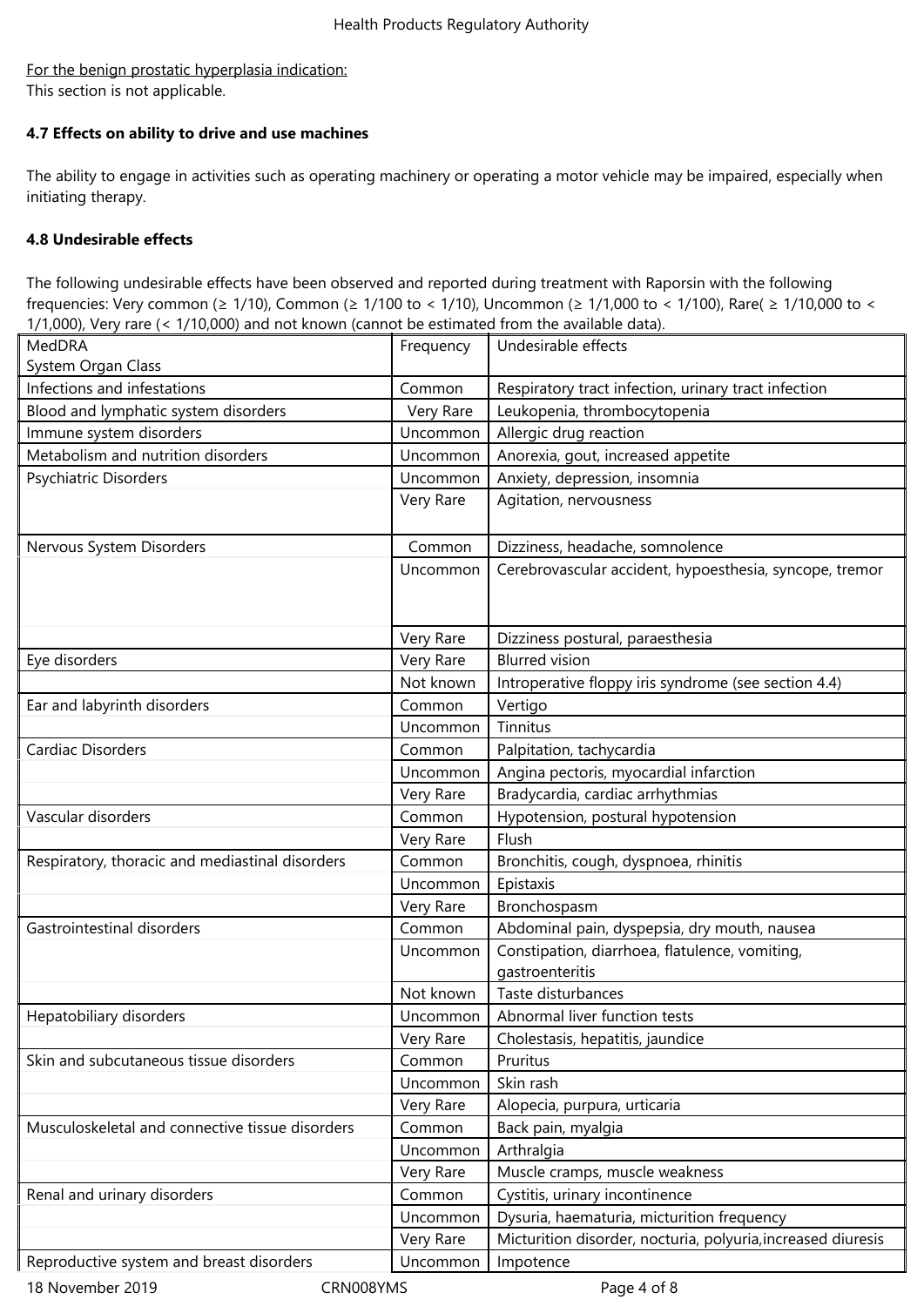For the benign prostatic hyperplasia indication:
This section is not applicable.

**4.7 Effects on ability to drive and use machines**

The ability to engage in activities such as operating machinery or operating a motor vehicle may be impaired, especially when initiating therapy.

**4.8 Undesirable effects**

The following undesirable effects have been observed and reported during treatment with Raporsin with the following frequencies: Very common (≥ 1/10), Common (≥ 1/100 to < 1/10), Uncommon (≥ 1/1,000 to < 1/100), Rare( ≥ 1/10,000 to < 1/1,000), Very rare (< 1/10,000) and not known (cannot be estimated from the available data).

| MedDRA System Organ Class | Frequency | Undesirable effects |
|---|---|---|
| Infections and infestations | Common | Respiratory tract infection, urinary tract infection |
| Blood and lymphatic system disorders | Very Rare | Leukopenia, thrombocytopenia |
| Immune system disorders | Uncommon | Allergic drug reaction |
| Metabolism and nutrition disorders | Uncommon | Anorexia, gout, increased appetite |
| Psychiatric Disorders | Uncommon | Anxiety, depression, insomnia |
| | Very Rare | Agitation, nervousness |
| Nervous System Disorders | Common | Dizziness, headache, somnolence |
| | Uncommon | Cerebrovascular accident, hypoesthesia, syncope, tremor |
| | Very Rare | Dizziness postural, paraesthesia |
| Eye disorders | Very Rare | Blurred vision |
| | Not known | Introperative floppy iris syndrome (see section 4.4) |
| Ear and labyrinth disorders | Common | Vertigo |
| | Uncommon | Tinnitus |
| Cardiac Disorders | Common | Palpitation, tachycardia |
| | Uncommon | Angina pectoris, myocardial infarction |
| | Very Rare | Bradycardia, cardiac arrhythmias |
| Vascular disorders | Common | Hypotension, postural hypotension |
| | Very Rare | Flush |
| Respiratory, thoracic and mediastinal disorders | Common | Bronchitis, cough, dyspnoea, rhinitis |
| | Uncommon | Epistaxis |
| | Very Rare | Bronchospasm |
| Gastrointestinal disorders | Common | Abdominal pain, dyspepsia, dry mouth, nausea |
| | Uncommon | Constipation, diarrhoea, flatulence, vomiting, gastroenteritis |
| | Not known | Taste disturbances |
| Hepatobiliary disorders | Uncommon | Abnormal liver function tests |
| | Very Rare | Cholestasis, hepatitis, jaundice |
| Skin and subcutaneous tissue disorders | Common | Pruritus |
| | Uncommon | Skin rash |
| | Very Rare | Alopecia, purpura, urticaria |
| Musculoskeletal and connective tissue disorders | Common | Back pain, myalgia |
| | Uncommon | Arthralgia |
| | Very Rare | Muscle cramps, muscle weakness |
| Renal and urinary disorders | Common | Cystitis, urinary incontinence |
| | Uncommon | Dysuria, haematuria, micturition frequency |
| | Very Rare | Micturition disorder, nocturia, polyuria,increased diuresis |
| Reproductive system and breast disorders | Uncommon | Impotence |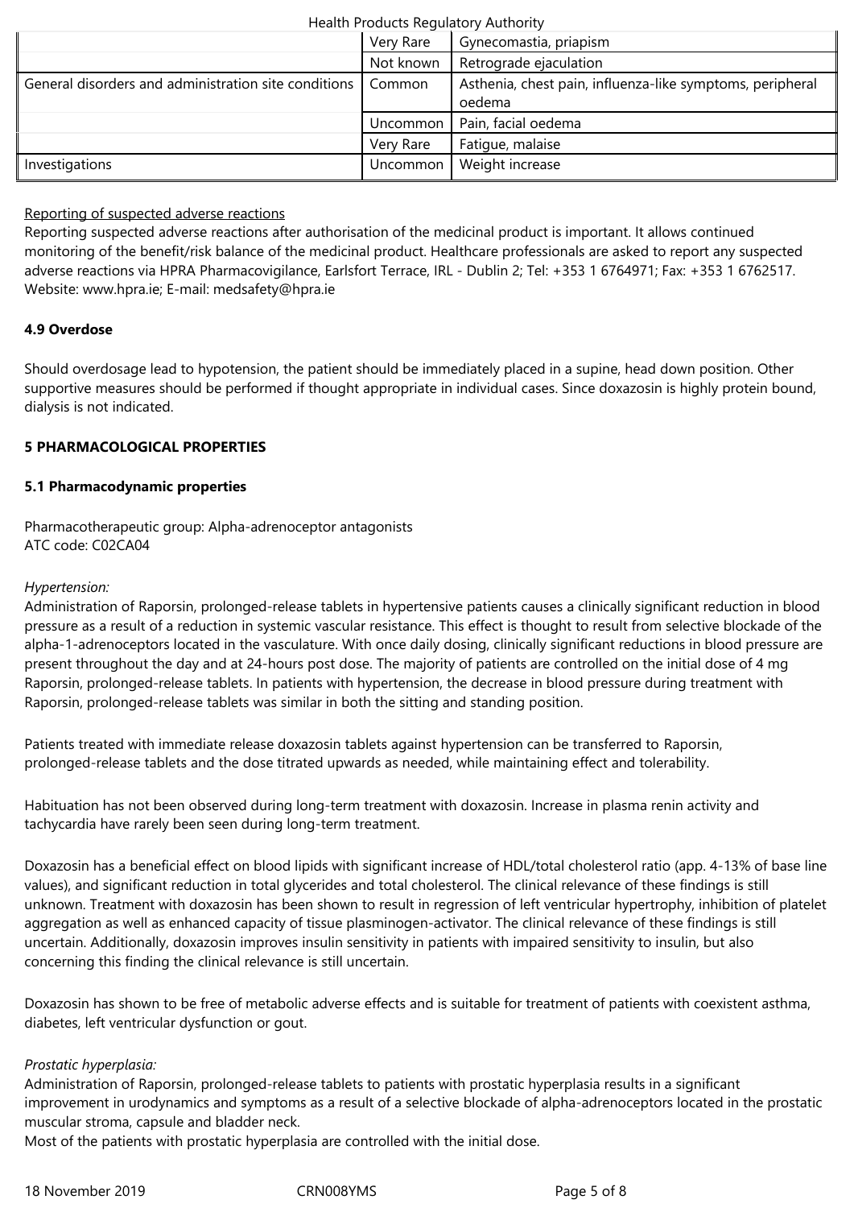| | | |
|---|---|---|
| | Very Rare | Gynecomastia, priapism |
| | Not known | Retrograde ejaculation |
| General disorders and administration site conditions | Common | Asthenia, chest pain, influenza-like symptoms, peripheral oedema |
| | Uncommon | Pain, facial oedema |
| | Very Rare | Fatigue, malaise |
| Investigations | Uncommon | Weight increase |

Reporting of suspected adverse reactions

Reporting suspected adverse reactions after authorisation of the medicinal product is important. It allows continued monitoring of the benefit/risk balance of the medicinal product. Healthcare professionals are asked to report any suspected adverse reactions via HPRA Pharmacovigilance, Earlsfort Terrace, IRL - Dublin 2; Tel: +353 1 6764971; Fax: +353 1 6762517. Website: www.hpra.ie; E-mail: medsafety@hpra.ie

**4.9 Overdose**

Should overdosage lead to hypotension, the patient should be immediately placed in a supine, head down position. Other supportive measures should be performed if thought appropriate in individual cases. Since doxazosin is highly protein bound, dialysis is not indicated.

**5 PHARMACOLOGICAL PROPERTIES**

**5.1 Pharmacodynamic properties**

Pharmacotherapeutic group: Alpha-adrenoceptor antagonists
ATC code: C02CA04

*Hypertension:*

Administration of Raporsin, prolonged-release tablets in hypertensive patients causes a clinically significant reduction in blood pressure as a result of a reduction in systemic vascular resistance. This effect is thought to result from selective blockade of the alpha-1-adrenoceptors located in the vasculature. With once daily dosing, clinically significant reductions in blood pressure are present throughout the day and at 24-hours post dose. The majority of patients are controlled on the initial dose of 4 mg Raporsin, prolonged-release tablets. In patients with hypertension, the decrease in blood pressure during treatment with Raporsin, prolonged-release tablets was similar in both the sitting and standing position.

Patients treated with immediate release doxazosin tablets against hypertension can be transferred to Raporsin, prolonged-release tablets and the dose titrated upwards as needed, while maintaining effect and tolerability.

Habituation has not been observed during long-term treatment with doxazosin. Increase in plasma renin activity and tachycardia have rarely been seen during long-term treatment.

Doxazosin has a beneficial effect on blood lipids with significant increase of HDL/total cholesterol ratio (app. 4-13% of base line values), and significant reduction in total glycerides and total cholesterol. The clinical relevance of these findings is still unknown. Treatment with doxazosin has been shown to result in regression of left ventricular hypertrophy, inhibition of platelet aggregation as well as enhanced capacity of tissue plasminogen-activator. The clinical relevance of these findings is still uncertain. Additionally, doxazosin improves insulin sensitivity in patients with impaired sensitivity to insulin, but also concerning this finding the clinical relevance is still uncertain.

Doxazosin has shown to be free of metabolic adverse effects and is suitable for treatment of patients with coexistent asthma, diabetes, left ventricular dysfunction or gout.

*Prostatic hyperplasia:*

Administration of Raporsin, prolonged-release tablets to patients with prostatic hyperplasia results in a significant improvement in urodynamics and symptoms as a result of a selective blockade of alpha-adrenoceptors located in the prostatic muscular stroma, capsule and bladder neck.
Most of the patients with prostatic hyperplasia are controlled with the initial dose.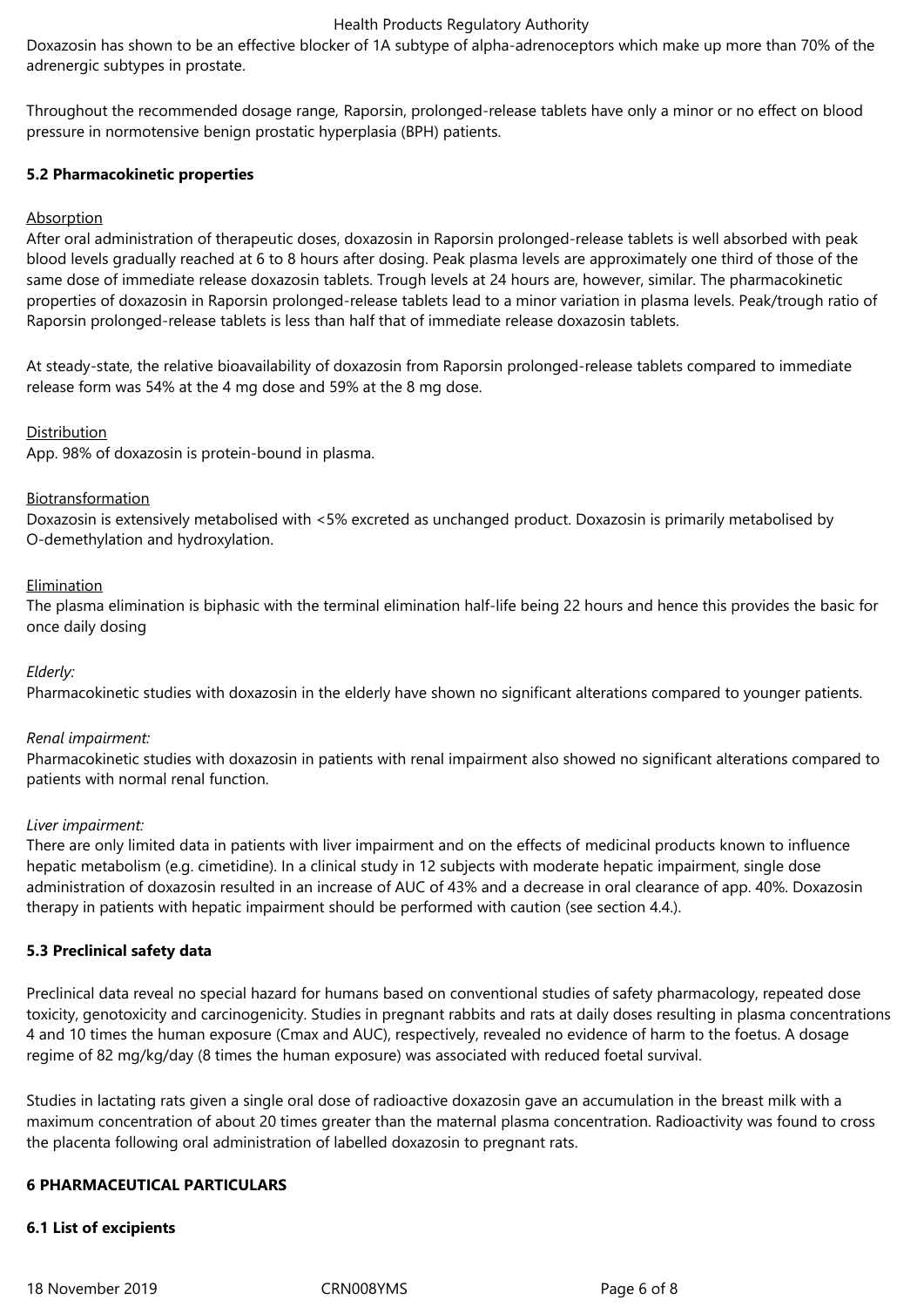Doxazosin has shown to be an effective blocker of 1A subtype of alpha-adrenoceptors which make up more than 70% of the adrenergic subtypes in prostate.

Throughout the recommended dosage range, Raporsin, prolonged-release tablets have only a minor or no effect on blood pressure in normotensive benign prostatic hyperplasia (BPH) patients.

**5.2 Pharmacokinetic properties**

Absorption

After oral administration of therapeutic doses, doxazosin in Raporsin prolonged-release tablets is well absorbed with peak blood levels gradually reached at 6 to 8 hours after dosing. Peak plasma levels are approximately one third of those of the same dose of immediate release doxazosin tablets. Trough levels at 24 hours are, however, similar. The pharmacokinetic properties of doxazosin in Raporsin prolonged-release tablets lead to a minor variation in plasma levels. Peak/trough ratio of Raporsin prolonged-release tablets is less than half that of immediate release doxazosin tablets.

At steady-state, the relative bioavailability of doxazosin from Raporsin prolonged-release tablets compared to immediate release form was 54% at the 4 mg dose and 59% at the 8 mg dose.

Distribution

App. 98% of doxazosin is protein-bound in plasma.

Biotransformation

Doxazosin is extensively metabolised with <5% excreted as unchanged product. Doxazosin is primarily metabolised by O-demethylation and hydroxylation.

Elimination

The plasma elimination is biphasic with the terminal elimination half-life being 22 hours and hence this provides the basic for once daily dosing

*Elderly:*

Pharmacokinetic studies with doxazosin in the elderly have shown no significant alterations compared to younger patients.

*Renal impairment:*

Pharmacokinetic studies with doxazosin in patients with renal impairment also showed no significant alterations compared to patients with normal renal function.

*Liver impairment:*

There are only limited data in patients with liver impairment and on the effects of medicinal products known to influence hepatic metabolism (e.g. cimetidine). In a clinical study in 12 subjects with moderate hepatic impairment, single dose administration of doxazosin resulted in an increase of AUC of 43% and a decrease in oral clearance of app. 40%. Doxazosin therapy in patients with hepatic impairment should be performed with caution (see section 4.4.).

**5.3 Preclinical safety data**

Preclinical data reveal no special hazard for humans based on conventional studies of safety pharmacology, repeated dose toxicity, genotoxicity and carcinogenicity. Studies in pregnant rabbits and rats at daily doses resulting in plasma concentrations 4 and 10 times the human exposure (Cmax and AUC), respectively, revealed no evidence of harm to the foetus. A dosage regime of 82 mg/kg/day (8 times the human exposure) was associated with reduced foetal survival.

Studies in lactating rats given a single oral dose of radioactive doxazosin gave an accumulation in the breast milk with a maximum concentration of about 20 times greater than the maternal plasma concentration. Radioactivity was found to cross the placenta following oral administration of labelled doxazosin to pregnant rats.

**6 PHARMACEUTICAL PARTICULARS**

**6.1 List of excipients**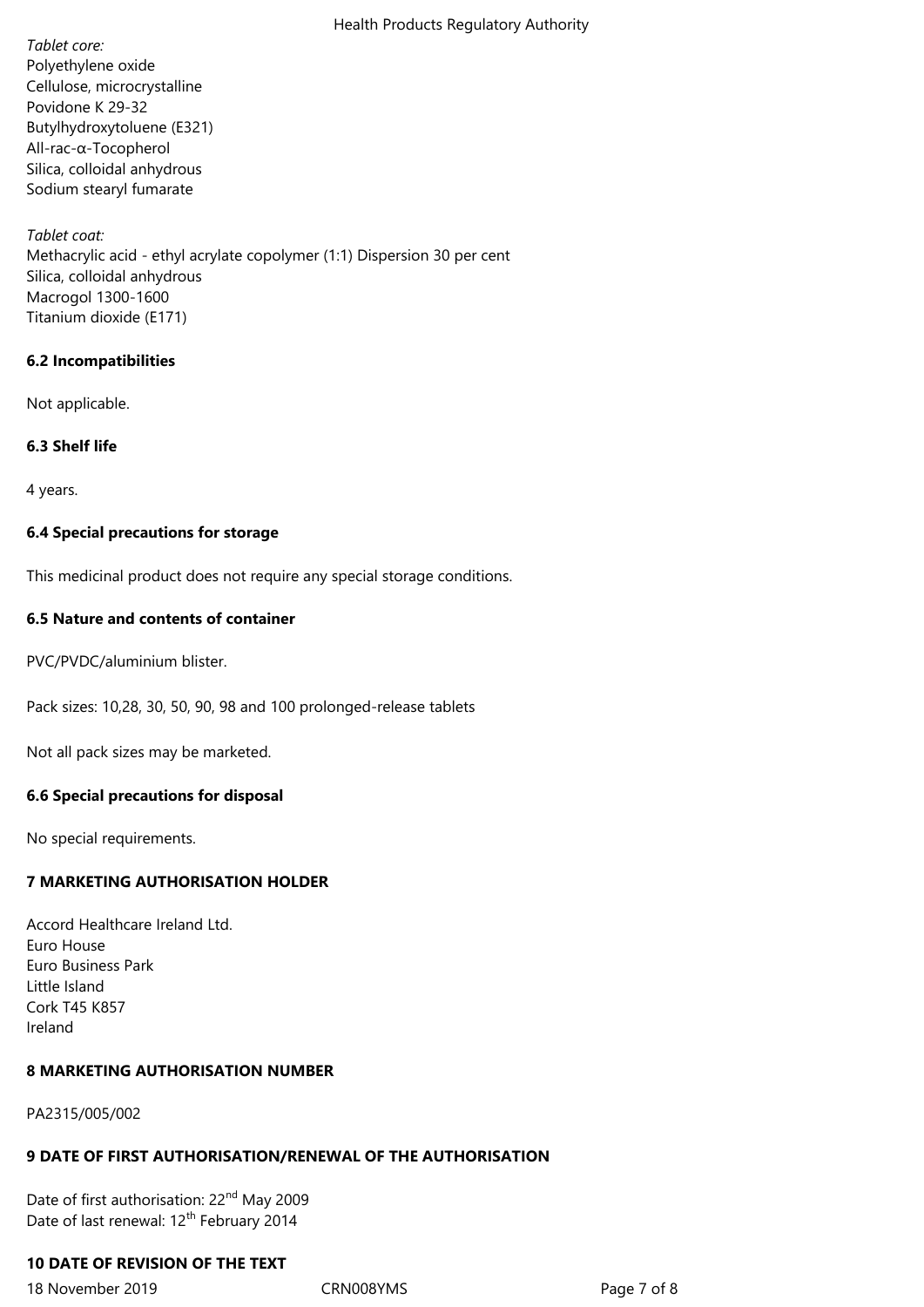*Tablet core:*
Polyethylene oxide
Cellulose, microcrystalline
Povidone K 29-32
Butylhydroxytoluene (E321)
All-rac-α-Tocopherol
Silica, colloidal anhydrous
Sodium stearyl fumarate

*Tablet coat:*
Methacrylic acid - ethyl acrylate copolymer (1:1) Dispersion 30 per cent
Silica, colloidal anhydrous
Macrogol 1300-1600
Titanium dioxide (E171)

### 6.2 Incompatibilities

Not applicable.

### 6.3 Shelf life

4 years.

### 6.4 Special precautions for storage

This medicinal product does not require any special storage conditions.

### 6.5 Nature and contents of container

PVC/PVDC/aluminium blister.

Pack sizes: 10,28, 30, 50, 90, 98 and 100 prolonged-release tablets

Not all pack sizes may be marketed.

### 6.6 Special precautions for disposal

No special requirements.

## 7 MARKETING AUTHORISATION HOLDER

Accord Healthcare Ireland Ltd.
Euro House
Euro Business Park
Little Island
Cork T45 K857
Ireland

## 8 MARKETING AUTHORISATION NUMBER

PA2315/005/002

## 9 DATE OF FIRST AUTHORISATION/RENEWAL OF THE AUTHORISATION

Date of first authorisation: 22nd May 2009
Date of last renewal: 12th February 2014

## 10 DATE OF REVISION OF THE TEXT

18 November 2019